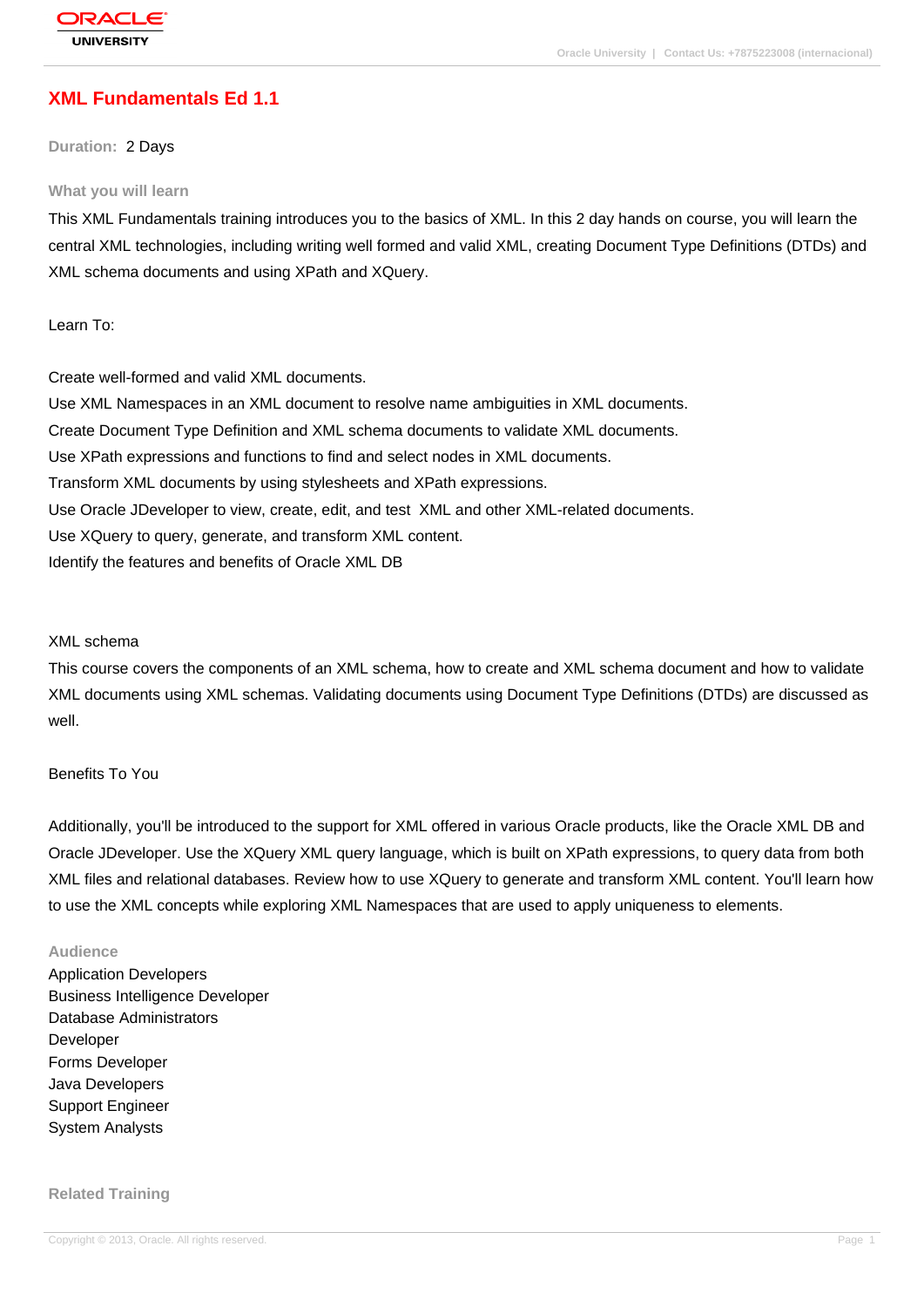# XML Fundamentals Ed 1.1

**Duration:** 2 Days

## What you will learn

This XML Fundamentals training introduces you to the basics of XML. In this 2 day hands on course, you will learn the central XML technologies, including writing well formed and valid XML, creating Document Type Definitions (DTDs) and XML schema documents and using XPath and XQuery.

Learn To:

Create well-formed and valid XML documents.
Use XML Namespaces in an XML document to resolve name ambiguities in XML documents.
Create Document Type Definition and XML schema documents to validate XML documents.
Use XPath expressions and functions to find and select nodes in XML documents.
Transform XML documents by using stylesheets and XPath expressions.
Use Oracle JDeveloper to view, create, edit, and test XML and other XML-related documents.
Use XQuery to query, generate, and transform XML content.
Identify the features and benefits of Oracle XML DB

XML schema

This course covers the components of an XML schema, how to create and XML schema document and how to validate XML documents using XML schemas. Validating documents using Document Type Definitions (DTDs) are discussed as well.

Benefits To You

Additionally, you'll be introduced to the support for XML offered in various Oracle products, like the Oracle XML DB and Oracle JDeveloper. Use the XQuery XML query language, which is built on XPath expressions, to query data from both XML files and relational databases. Review how to use XQuery to generate and transform XML content. You'll learn how to use the XML concepts while exploring XML Namespaces that are used to apply uniqueness to elements.

## Audience

Application Developers
Business Intelligence Developer
Database Administrators
Developer
Forms Developer
Java Developers
Support Engineer
System Analysts

## Related Training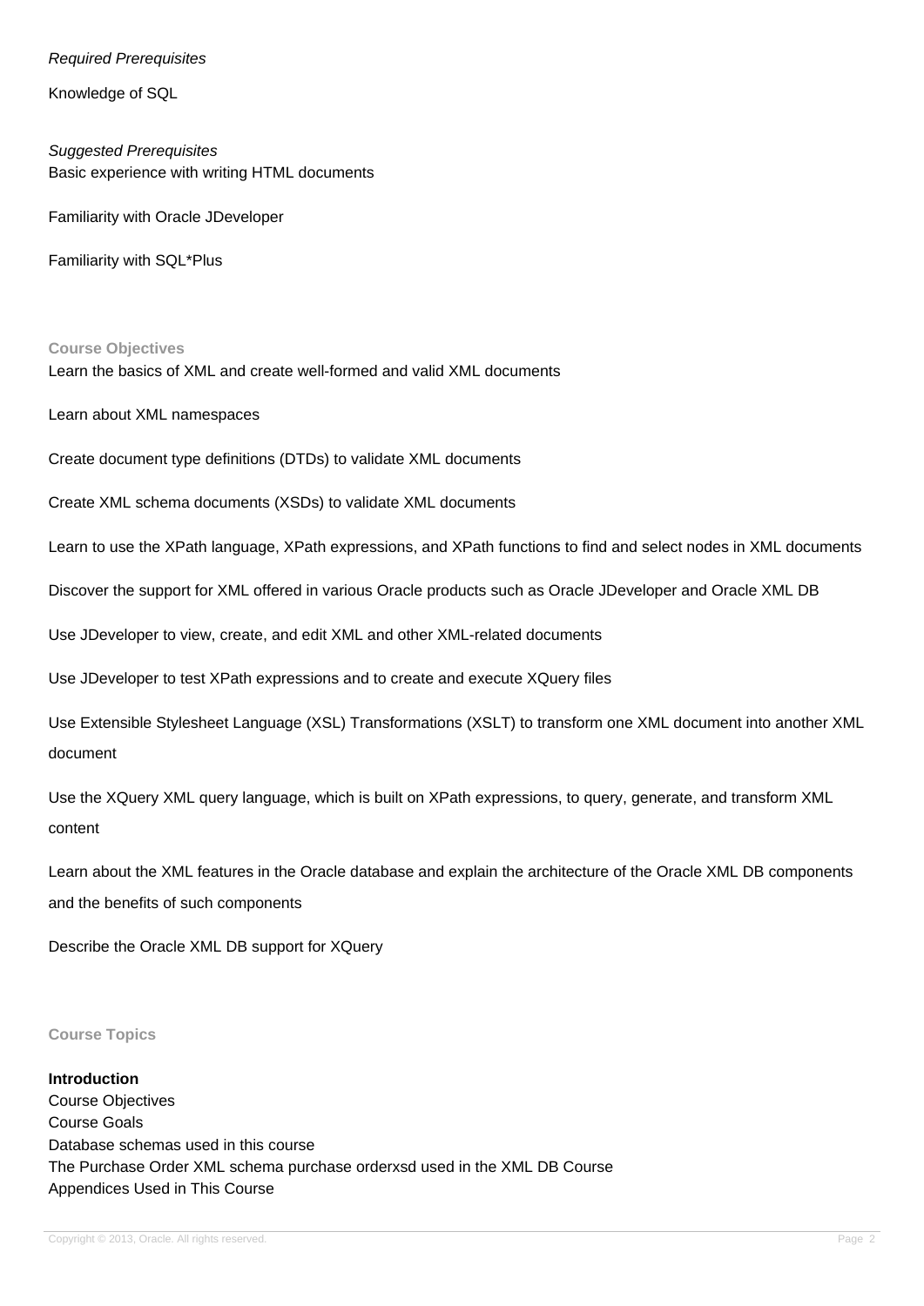*Required Prerequisites*

Knowledge of SQL

*Suggested Prerequisites*

Basic experience with writing HTML documents

Familiarity with Oracle JDeveloper

Familiarity with SQL*Plus

## Course Objectives

Learn the basics of XML and create well-formed and valid XML documents

Learn about XML namespaces

Create document type definitions (DTDs) to validate XML documents

Create XML schema documents (XSDs) to validate XML documents

Learn to use the XPath language, XPath expressions, and XPath functions to find and select nodes in XML documents

Discover the support for XML offered in various Oracle products such as Oracle JDeveloper and Oracle XML DB

Use JDeveloper to view, create, and edit XML and other XML-related documents

Use JDeveloper to test XPath expressions and to create and execute XQuery files

Use Extensible Stylesheet Language (XSL) Transformations (XSLT) to transform one XML document into another XML document

Use the XQuery XML query language, which is built on XPath expressions, to query, generate, and transform XML content

Learn about the XML features in the Oracle database and explain the architecture of the Oracle XML DB components and the benefits of such components

Describe the Oracle XML DB support for XQuery

## Course Topics

**Introduction**

Course Objectives
Course Goals
Database schemas used in this course
The Purchase Order XML schema purchase orderxsd used in the XML DB Course
Appendices Used in This Course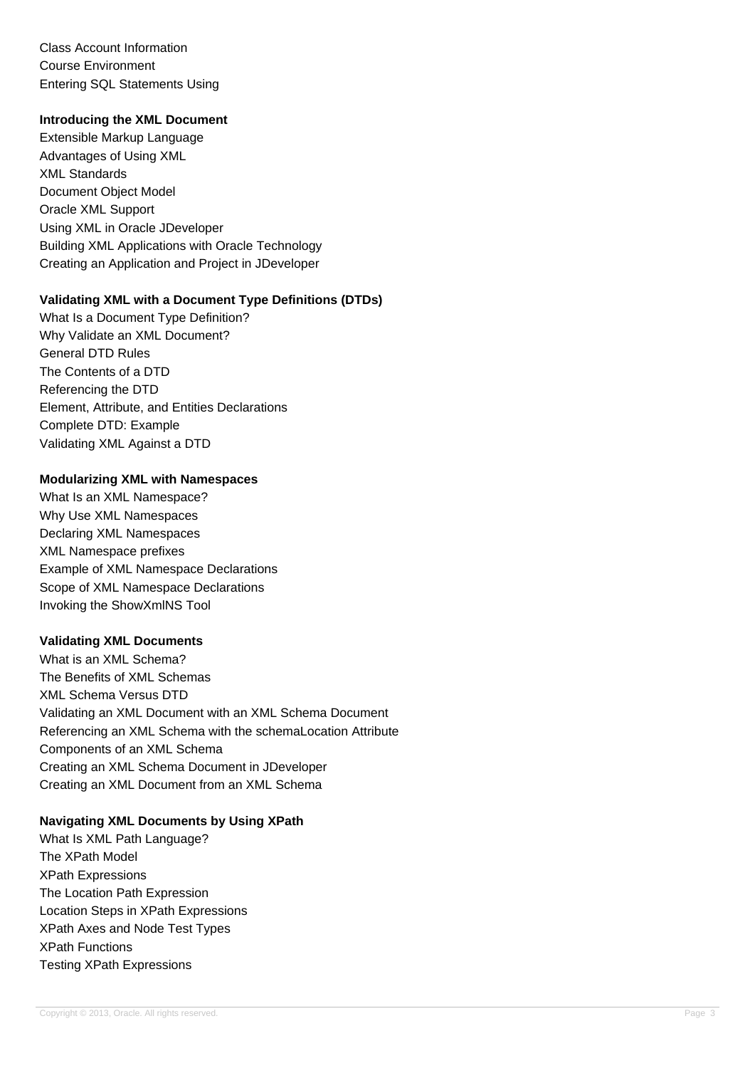Class Account Information
Course Environment
Entering SQL Statements Using

**Introducing the XML Document**

Extensible Markup Language
Advantages of Using XML
XML Standards
Document Object Model
Oracle XML Support
Using XML in Oracle JDeveloper
Building XML Applications with Oracle Technology
Creating an Application and Project in JDeveloper

**Validating XML with a Document Type Definitions (DTDs)**

What Is a Document Type Definition?
Why Validate an XML Document?
General DTD Rules
The Contents of a DTD
Referencing the DTD
Element, Attribute, and Entities Declarations
Complete DTD: Example
Validating XML Against a DTD

**Modularizing XML with Namespaces**

What Is an XML Namespace?
Why Use XML Namespaces
Declaring XML Namespaces
XML Namespace prefixes
Example of XML Namespace Declarations
Scope of XML Namespace Declarations
Invoking the ShowXmlNS Tool

**Validating XML Documents**

What is an XML Schema?
The Benefits of XML Schemas
XML Schema Versus DTD
Validating an XML Document with an XML Schema Document
Referencing an XML Schema with the schemaLocation Attribute
Components of an XML Schema
Creating an XML Schema Document in JDeveloper
Creating an XML Document from an XML Schema

**Navigating XML Documents by Using XPath**

What Is XML Path Language?
The XPath Model
XPath Expressions
The Location Path Expression
Location Steps in XPath Expressions
XPath Axes and Node Test Types
XPath Functions
Testing XPath Expressions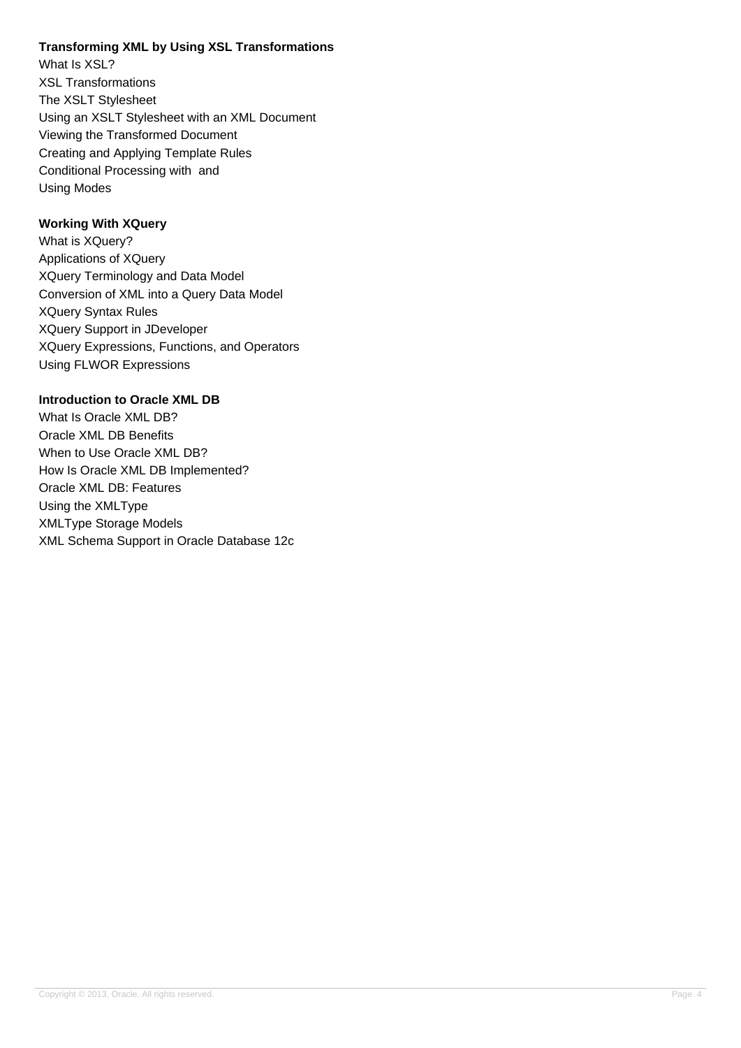**Transforming XML by Using XSL Transformations**

What Is XSL?
XSL Transformations
The XSLT Stylesheet
Using an XSLT Stylesheet with an XML Document
Viewing the Transformed Document
Creating and Applying Template Rules
Conditional Processing with  and
Using Modes

**Working With XQuery**

What is XQuery?
Applications of XQuery
XQuery Terminology and Data Model
Conversion of XML into a Query Data Model
XQuery Syntax Rules
XQuery Support in JDeveloper
XQuery Expressions, Functions, and Operators
Using FLWOR Expressions

**Introduction to Oracle XML DB**

What Is Oracle XML DB?
Oracle XML DB Benefits
When to Use Oracle XML DB?
How Is Oracle XML DB Implemented?
Oracle XML DB: Features
Using the XMLType
XMLType Storage Models
XML Schema Support in Oracle Database 12c